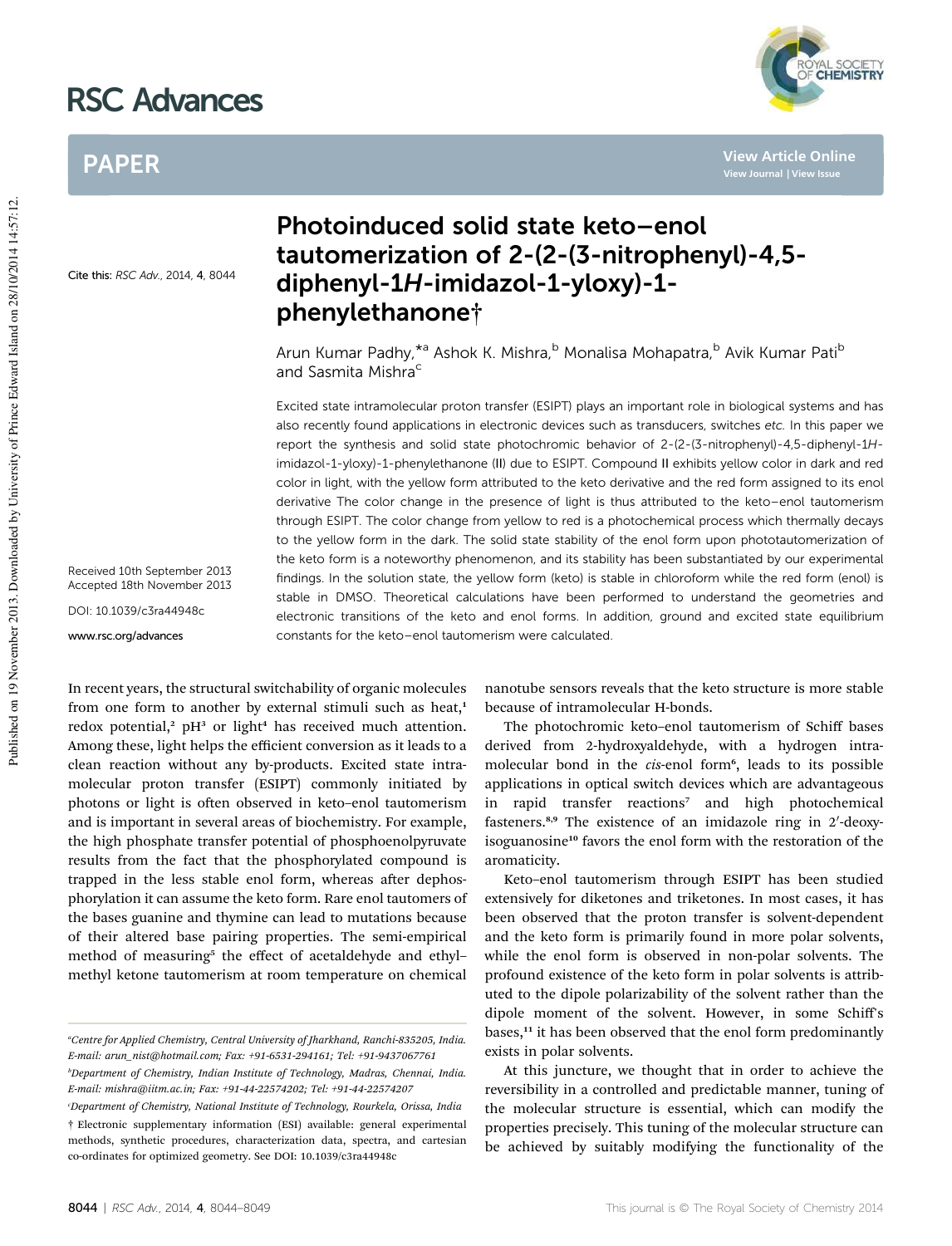# Photoinduced solid state keto–enol tautomerization of 2-(2-(3-nitrophenyl)-4,5-diphenyl-1*H*-imidazol-1-yloxy)-1-phenylethanone†

Cite this: *RSC Adv.*, 2014, **4**, 8044

Arun Kumar Padhy,*[a] Ashok K. Mishra,[b] Monalisa Mohapatra,[b] Avik Kumar Pati[b] and Sasmita Mishra[c]

Received 10th September 2013
Accepted 18th November 2013

DOI: 10.1039/c3ra44948c

www.rsc.org/advances

Excited state intramolecular proton transfer (ESIPT) plays an important role in biological systems and has also recently found applications in electronic devices such as transducers, switches *etc.* In this paper we report the synthesis and solid state photochromic behavior of 2-(2-(3-nitrophenyl)-4,5-diphenyl-1*H*-imidazol-1-yloxy)-1-phenylethanone (**II**) due to ESIPT. Compound **II** exhibits yellow color in dark and red color in light, with the yellow form attributed to the keto derivative and the red form assigned to its enol derivative The color change in the presence of light is thus attributed to the keto–enol tautomerism through ESIPT. The color change from yellow to red is a photochemical process which thermally decays to the yellow form in the dark. The solid state stability of the enol form upon phototautomerization of the keto form is a noteworthy phenomenon, and its stability has been substantiated by our experimental findings. In the solution state, the yellow form (keto) is stable in chloroform while the red form (enol) is stable in DMSO. Theoretical calculations have been performed to understand the geometries and electronic transitions of the keto and enol forms. In addition, ground and excited state equilibrium constants for the keto–enol tautomerism were calculated.

In recent years, the structural switchability of organic molecules from one form to another by external stimuli such as heat,[1] redox potential,[2] pH[3] or light[4] has received much attention. Among these, light helps the efficient conversion as it leads to a clean reaction without any by-products. Excited state intramolecular proton transfer (ESIPT) commonly initiated by photons or light is often observed in keto–enol tautomerism and is important in several areas of biochemistry. For example, the high phosphate transfer potential of phosphoenolpyruvate results from the fact that the phosphorylated compound is trapped in the less stable enol form, whereas after dephosphorylation it can assume the keto form. Rare enol tautomers of the bases guanine and thymine can lead to mutations because of their altered base pairing properties. The semi-empirical method of measuring[5] the effect of acetaldehyde and ethyl–methyl ketone tautomerism at room temperature on chemical nanotube sensors reveals that the keto structure is more stable because of intramolecular H-bonds.

The photochromic keto–enol tautomerism of Schiff bases derived from 2-hydroxyaldehyde, with a hydrogen intramolecular bond in the *cis*-enol form[6], leads to its possible applications in optical switch devices which are advantageous in rapid transfer reactions[7] and high photochemical fasteners.[8,9] The existence of an imidazole ring in 2′-deoxyisoguanosine[10] favors the enol form with the restoration of the aromaticity.

Keto–enol tautomerism through ESIPT has been studied extensively for diketones and triketones. In most cases, it has been observed that the proton transfer is solvent-dependent and the keto form is primarily found in more polar solvents, while the enol form is observed in non-polar solvents. The profound existence of the keto form in polar solvents is attributed to the dipole polarizability of the solvent rather than the dipole moment of the solvent. However, in some Schiff's bases,[11] it has been observed that the enol form predominantly exists in polar solvents.

At this juncture, we thought that in order to achieve the reversibility in a controlled and predictable manner, tuning of the molecular structure is essential, which can modify the properties precisely. This tuning of the molecular structure can be achieved by suitably modifying the functionality of the

[a]Centre for Applied Chemistry, Central University of Jharkhand, Ranchi-835205, India. E-mail: arun_nist@hotmail.com; Fax: +91-6531-294161; Tel: +91-9437067761

[b]Department of Chemistry, Indian Institute of Technology, Madras, Chennai, India. E-mail: mishra@iitm.ac.in; Fax: +91-44-22574202; Tel: +91-44-22574207

[c]Department of Chemistry, National Institute of Technology, Rourkela, Orissa, India

† Electronic supplementary information (ESI) available: general experimental methods, synthetic procedures, characterization data, spectra, and cartesian co-ordinates for optimized geometry. See DOI: 10.1039/c3ra44948c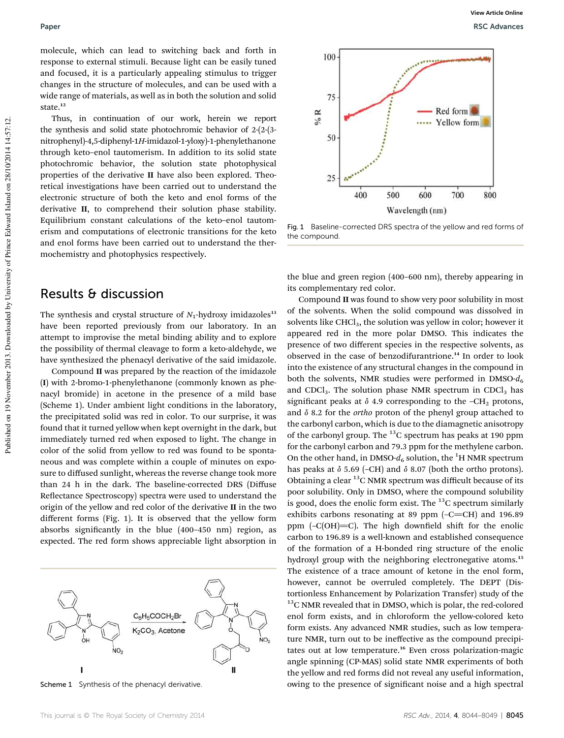molecule, which can lead to switching back and forth in response to external stimuli. Because light can be easily tuned and focused, it is a particularly appealing stimulus to trigger changes in the structure of molecules, and can be used with a wide range of materials, as well as in both the solution and solid state.[12]

Thus, in continuation of our work, herein we report the synthesis and solid state photochromic behavior of 2-(2-(3-nitrophenyl)-4,5-diphenyl-1*H*-imidazol-1-yloxy)-1-phenylethanone through keto–enol tautomerism. In addition to its solid state photochromic behavior, the solution state photophysical properties of the derivative **II** have also been explored. Theoretical investigations have been carried out to understand the electronic structure of both the keto and enol forms of the derivative **II**, to comprehend their solution phase stability. Equilibrium constant calculations of the keto–enol tautomerism and computations of electronic transitions for the keto and enol forms have been carried out to understand the thermochemistry and photophysics respectively.

## Results & discussion

The synthesis and crystal structure of $N_1$-hydroxy imidazoles[13] have been reported previously from our laboratory. In an attempt to improvise the metal binding ability and to explore the possibility of thermal cleavage to form a keto-aldehyde, we have synthesized the phenacyl derivative of the said imidazole.

Compound **II** was prepared by the reaction of the imidazole (**I**) with 2-bromo-1-phenylethanone (commonly known as phenacyl bromide) in acetone in the presence of a mild base (Scheme 1). Under ambient light conditions in the laboratory, the precipitated solid was red in color. To our surprise, it was found that it turned yellow when kept overnight in the dark, but immediately turned red when exposed to light. The change in color of the solid from yellow to red was found to be spontaneous and was complete within a couple of minutes on exposure to diffused sunlight, whereas the reverse change took more than 24 h in the dark. The baseline-corrected DRS (Diffuse Reflectance Spectroscopy) spectra were used to understand the origin of the yellow and red color of the derivative **II** in the two different forms (Fig. 1). It is observed that the yellow form absorbs significantly in the blue (400–450 nm) region, as expected. The red form shows appreciable light absorption in the blue and green region (400–600 nm), thereby appearing in its complementary red color.

Scheme 1 Synthesis of the phenacyl derivative.

Fig. 1 Baseline-corrected DRS spectra of the yellow and red forms of the compound.

Compound **II** was found to show very poor solubility in most of the solvents. When the solid compound was dissolved in solvents like $CHCl_3$, the solution was yellow in color; however it appeared red in the more polar DMSO. This indicates the presence of two different species in the respective solvents, as observed in the case of benzodifurantrione.[14] In order to look into the existence of any structural changes in the compound in both the solvents, NMR studies were performed in DMSO-$d_6$ and $CDCl_3$. The solution phase NMR spectrum in $CDCl_3$ has significant peaks at $\delta$ 4.9 corresponding to the $-CH_2$ protons, and $\delta$ 8.2 for the *ortho* proton of the phenyl group attached to the carbonyl carbon, which is due to the diamagnetic anisotropy of the carbonyl group. The $^{13}C$ spectrum has peaks at 190 ppm for the carbonyl carbon and 79.3 ppm for the methylene carbon. On the other hand, in DMSO-$d_6$ solution, the $^1H$ NMR spectrum has peaks at $\delta$ 5.69 (–CH) and $\delta$ 8.07 (both the ortho protons). Obtaining a clear $^{13}C$ NMR spectrum was difficult because of its poor solubility. Only in DMSO, where the compound solubility is good, does the enolic form exist. The $^{13}C$ spectrum similarly exhibits carbons resonating at 89 ppm (–C=CH) and 196.89 ppm (–C(OH)=C). The high downfield shift for the enolic carbon to 196.89 is a well-known and established consequence of the formation of a H-bonded ring structure of the enolic hydroxyl group with the neighboring electronegative atoms.[15] The existence of a trace amount of ketone in the enol form, however, cannot be overruled completely. The DEPT (Distortionless Enhancement by Polarization Transfer) study of the $^{13}C$ NMR revealed that in DMSO, which is polar, the red-colored enol form exists, and in chloroform the yellow-colored keto form exists. Any advanced NMR studies, such as low temperature NMR, turn out to be ineffective as the compound precipitates out at low temperature.[16] Even cross polarization-magic angle spinning (CP-MAS) solid state NMR experiments of both the yellow and red forms did not reveal any useful information, owing to the presence of significant noise and a high spectral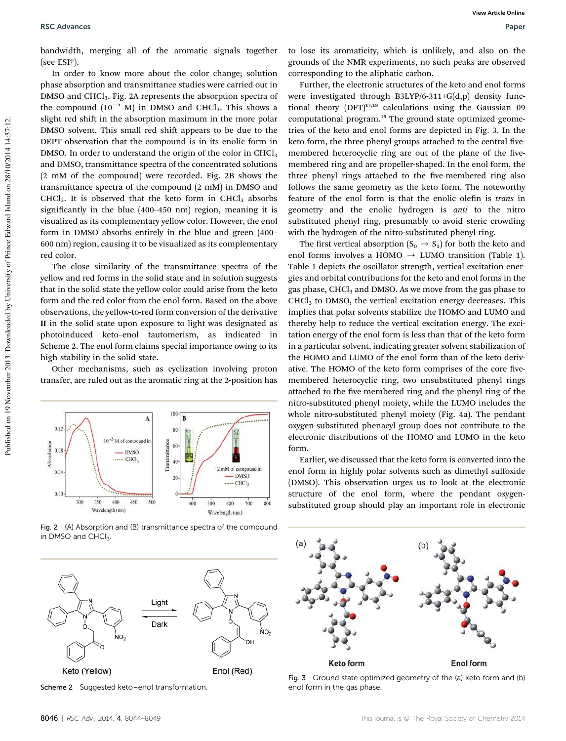bandwidth, merging all of the aromatic signals together (see ESI†).

In order to know more about the color change; solution phase absorption and transmittance studies were carried out in DMSO and $CHCl_3$. Fig. 2A represents the absorption spectra of the compound ($10^{-5}$ M) in DMSO and $CHCl_3$. This shows a slight red shift in the absorption maximum in the more polar DMSO solvent. This small red shift appears to be due to the DEPT observation that the compound is in its enolic form in DMSO. In order to understand the origin of the color in $CHCl_3$ and DMSO, transmittance spectra of the concentrated solutions (2 mM of the compound) were recorded. Fig. 2B shows the transmittance spectra of the compound (2 mM) in DMSO and $CHCl_3$. It is observed that the keto form in $CHCl_3$ absorbs significantly in the blue (400–450 nm) region, meaning it is visualized as its complementary yellow color. However, the enol form in DMSO absorbs entirely in the blue and green (400–600 nm) region, causing it to be visualized as its complementary red color.

The close similarity of the transmittance spectra of the yellow and red forms in the solid state and in solution suggests that in the solid state the yellow color could arise from the keto form and the red color from the enol form. Based on the above observations, the yellow-to-red form conversion of the derivative **II** in the solid state upon exposure to light was designated as photoinduced keto–enol tautomerism, as indicated in Scheme 2. The enol form claims special importance owing to its high stability in the solid state.

Other mechanisms, such as cyclization involving proton transfer, are ruled out as the aromatic ring at the 2-position has to lose its aromaticity, which is unlikely, and also on the grounds of the NMR experiments, no such peaks are observed corresponding to the aliphatic carbon.

Fig. 2 (A) Absorption and (B) transmittance spectra of the compound in DMSO and $CHCl_3$.

Scheme 2 Suggested keto–enol transformation.

Further, the electronic structures of the keto and enol forms were investigated through B3LYP/6-311+G(d,p) density functional theory (DFT)[17,18] calculations using the Gaussian 09 computational program.[19] The ground state optimized geometries of the keto and enol forms are depicted in Fig. 3. In the keto form, the three phenyl groups attached to the central five-membered heterocyclic ring are out of the plane of the five-membered ring and are propeller-shaped. In the enol form, the three phenyl rings attached to the five-membered ring also follows the same geometry as the keto form. The noteworthy feature of the enol form is that the enolic olefin is *trans* in geometry and the enolic hydrogen is *anti* to the nitro substituted phenyl ring, presumably to avoid steric crowding with the hydrogen of the nitro-substituted phenyl ring.

The first vertical absorption ($S_0 \rightarrow S_1$) for both the keto and enol forms involves a HOMO → LUMO transition (Table 1). Table 1 depicts the oscillator strength, vertical excitation energies and orbital contributions for the keto and enol forms in the gas phase, $CHCl_3$ and DMSO. As we move from the gas phase to $CHCl_3$ to DMSO, the vertical excitation energy decreases. This implies that polar solvents stabilize the HOMO and LUMO and thereby help to reduce the vertical excitation energy. The excitation energy of the enol form is less than that of the keto form in a particular solvent, indicating greater solvent stabilization of the HOMO and LUMO of the enol form than of the keto derivative. The HOMO of the keto form comprises of the core five-membered heterocyclic ring, two unsubstituted phenyl rings attached to the five-membered ring and the phenyl ring of the nitro-substituted phenyl moiety, while the LUMO includes the whole nitro-substituted phenyl moiety (Fig. 4a). The pendant oxygen-substituted phenacyl group does not contribute to the electronic distributions of the HOMO and LUMO in the keto form.

Earlier, we discussed that the keto form is converted into the enol form in highly polar solvents such as dimethyl sulfoxide (DMSO). This observation urges us to look at the electronic structure of the enol form, where the pendant oxygen-substituted group should play an important role in electronic

Fig. 3 Ground state optimized geometry of the (a) keto form and (b) enol form in the gas phase.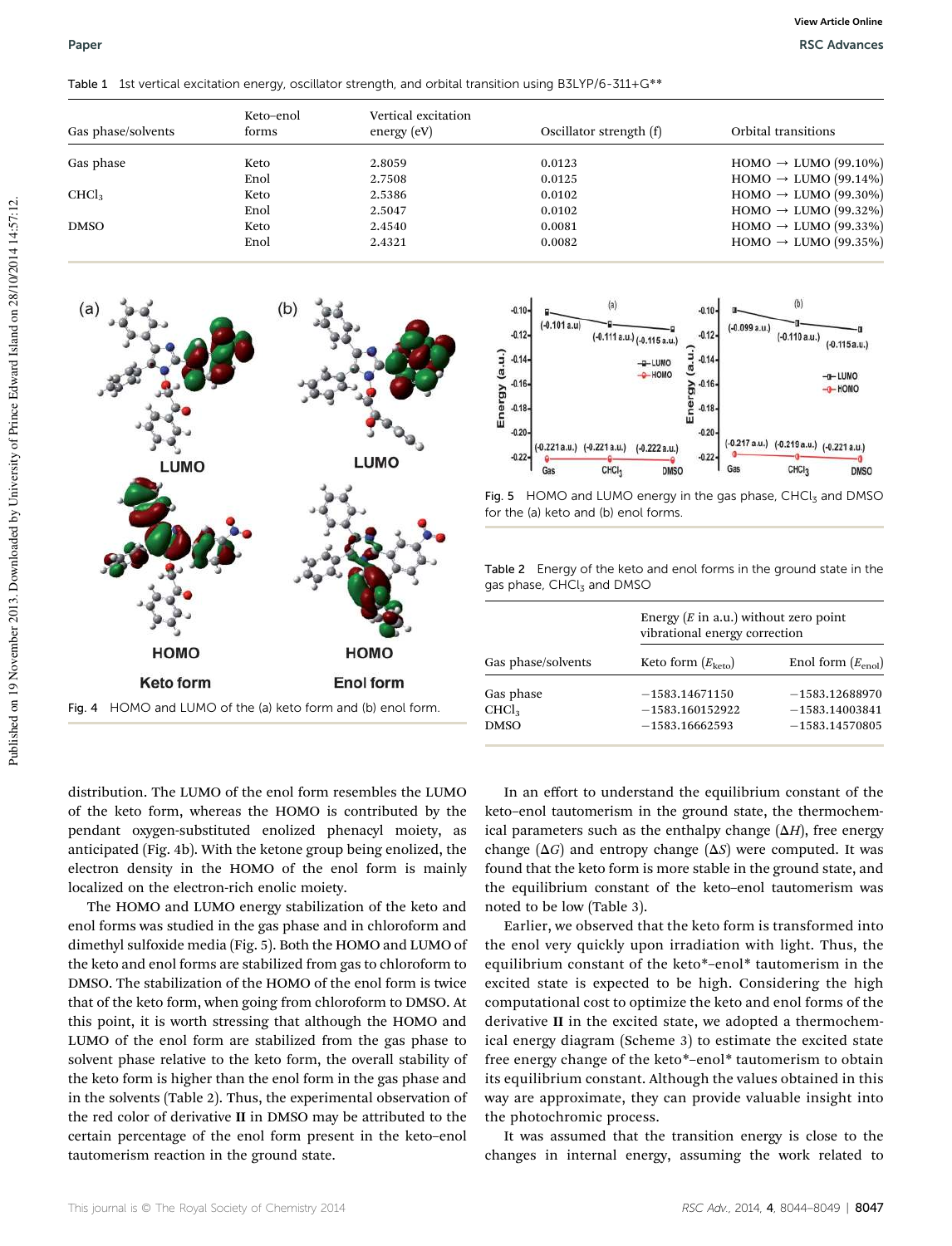Table 1 1st vertical excitation energy, oscillator strength, and orbital transition using B3LYP/6-311+G**

| Gas phase/solvents | Keto–enol forms | Vertical excitation energy (eV) | Oscillator strength (f) | Orbital transitions |
| --- | --- | --- | --- | --- |
| Gas phase | Keto | 2.8059 | 0.0123 | HOMO → LUMO (99.10%) |
| | Enol | 2.7508 | 0.0125 | HOMO → LUMO (99.14%) |
| $CHCl_3$ | Keto | 2.5386 | 0.0102 | HOMO → LUMO (99.30%) |
| | Enol | 2.5047 | 0.0102 | HOMO → LUMO (99.32%) |
| DMSO | Keto | 2.4540 | 0.0081 | HOMO → LUMO (99.33%) |
| | Enol | 2.4321 | 0.0082 | HOMO → LUMO (99.35%) |

Fig. 4 HOMO and LUMO of the (a) keto form and (b) enol form.

Fig. 5 HOMO and LUMO energy in the gas phase, $CHCl_3$ and DMSO for the (a) keto and (b) enol forms.

Table 2 Energy of the keto and enol forms in the ground state in the gas phase, $CHCl_3$ and DMSO

| | Energy ($E$ in a.u.) without zero point vibrational energy correction | |
| --- | --- | --- |
| Gas phase/solvents | Keto form ($E_{keto}$) | Enol form ($E_{enol}$) |
| Gas phase | −1583.14671150 | −1583.12688970 |
| $CHCl_3$ | −1583.160152922 | −1583.14003841 |
| DMSO | −1583.16662593 | −1583.14570805 |

distribution. The LUMO of the enol form resembles the LUMO of the keto form, whereas the HOMO is contributed by the pendant oxygen-substituted enolized phenacyl moiety, as anticipated (Fig. 4b). With the ketone group being enolized, the electron density in the HOMO of the enol form is mainly localized on the electron-rich enolic moiety.

The HOMO and LUMO energy stabilization of the keto and enol forms was studied in the gas phase and in chloroform and dimethyl sulfoxide media (Fig. 5). Both the HOMO and LUMO of the keto and enol forms are stabilized from gas to chloroform to DMSO. The stabilization of the HOMO of the enol form is twice that of the keto form, when going from chloroform to DMSO. At this point, it is worth stressing that although the HOMO and LUMO of the enol form are stabilized from the gas phase to solvent phase relative to the keto form, the overall stability of the keto form is higher than the enol form in the gas phase and in the solvents (Table 2). Thus, the experimental observation of the red color of derivative **II** in DMSO may be attributed to the certain percentage of the enol form present in the keto–enol tautomerism reaction in the ground state.

In an effort to understand the equilibrium constant of the keto–enol tautomerism in the ground state, the thermochemical parameters such as the enthalpy change ($\Delta H$), free energy change ($\Delta G$) and entropy change ($\Delta S$) were computed. It was found that the keto form is more stable in the ground state, and the equilibrium constant of the keto–enol tautomerism was noted to be low (Table 3).

Earlier, we observed that the keto form is transformed into the enol very quickly upon irradiation with light. Thus, the equilibrium constant of the keto*–enol* tautomerism in the excited state is expected to be high. Considering the high computational cost to optimize the keto and enol forms of the derivative **II** in the excited state, we adopted a thermochemical energy diagram (Scheme 3) to estimate the excited state free energy change of the keto*–enol* tautomerism to obtain its equilibrium constant. Although the values obtained in this way are approximate, they can provide valuable insight into the photochromic process.

It was assumed that the transition energy is close to the changes in internal energy, assuming the work related to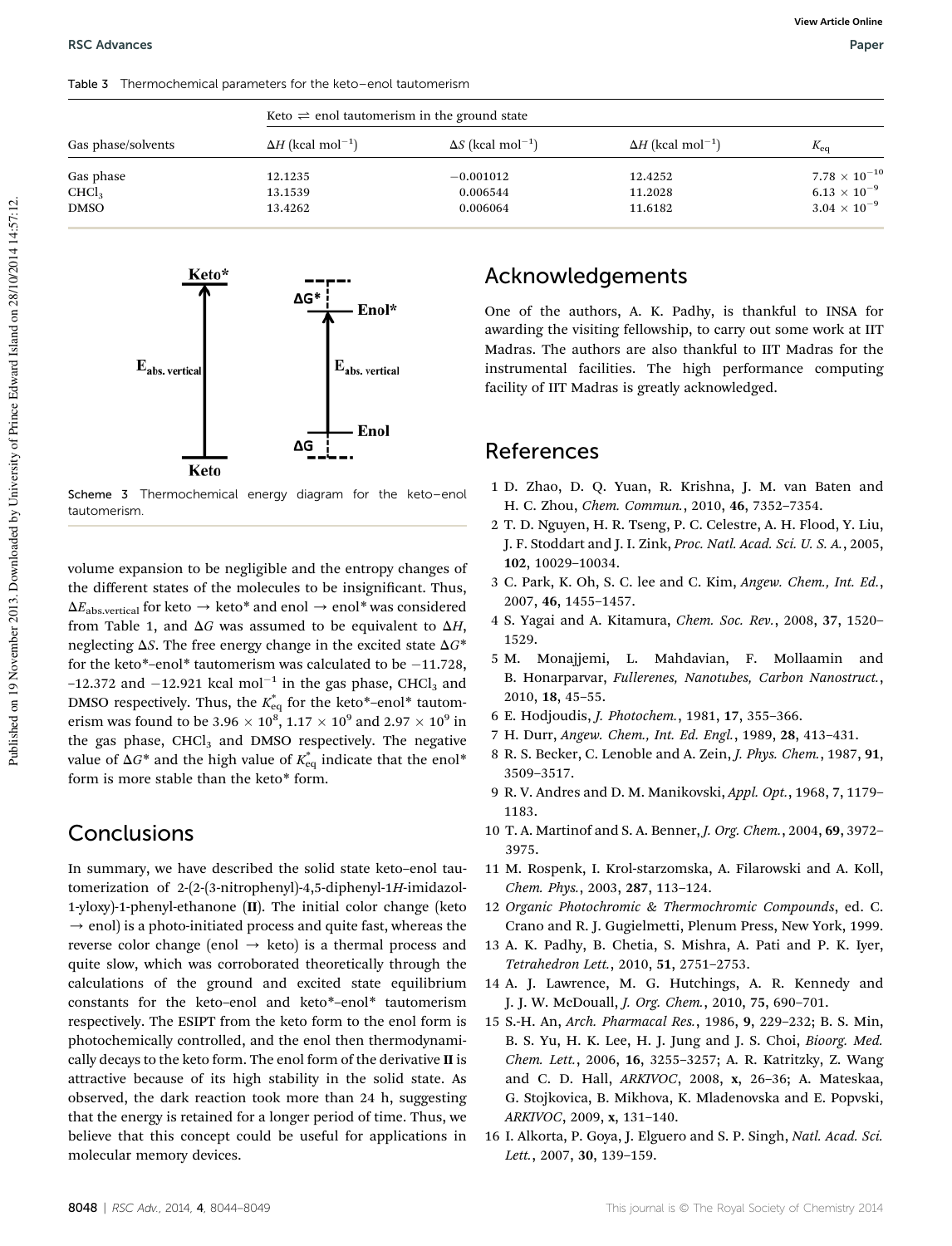Table 3 Thermochemical parameters for the keto–enol tautomerism

| Gas phase/solvents | Keto ⇌ enol tautomerism in the ground state $\Delta H$ (kcal mol$^{-1}$) | $\Delta S$ (kcal mol$^{-1}$) | $\Delta H$ (kcal mol$^{-1}$) | $K_{eq}$ |
|---|---|---|---|---|
| Gas phase | 12.1235 | −0.001012 | 12.4252 | $7.78 \times 10^{-10}$ |
| $CHCl_3$ | 13.1539 | 0.006544 | 11.2028 | $6.13 \times 10^{-9}$ |
| DMSO | 13.4262 | 0.006064 | 11.6182 | $3.04 \times 10^{-9}$ |

Scheme 3 Thermochemical energy diagram for the keto–enol tautomerism.

volume expansion to be negligible and the entropy changes of the different states of the molecules to be insignificant. Thus, $\Delta E_{abs.vertical}$ for keto → keto* and enol → enol* was considered from Table 1, and $\Delta G$ was assumed to be equivalent to $\Delta H$, neglecting $\Delta S$. The free energy change in the excited state $\Delta G^*$ for the keto*–enol* tautomerism was calculated to be −11.728, −12.372 and −12.921 kcal mol$^{-1}$ in the gas phase, $CHCl_3$ and DMSO respectively. Thus, the $K^*_{eq}$ for the keto*–enol* tautomerism was found to be $3.96 \times 10^8$, $1.17 \times 10^9$ and $2.97 \times 10^9$ in the gas phase, $CHCl_3$ and DMSO respectively. The negative value of $\Delta G^*$ and the high value of $K^*_{eq}$ indicate that the enol* form is more stable than the keto* form.

## Conclusions

In summary, we have described the solid state keto–enol tautomerization of 2-(2-(3-nitrophenyl)-4,5-diphenyl-1*H*-imidazol-1-yloxy)-1-phenyl-ethanone (**II**). The initial color change (keto → enol) is a photo-initiated process and quite fast, whereas the reverse color change (enol → keto) is a thermal process and quite slow, which was corroborated theoretically through the calculations of the ground and excited state equilibrium constants for the keto–enol and keto*–enol* tautomerism respectively. The ESIPT from the keto form to the enol form is photochemically controlled, and the enol then thermodynamically decays to the keto form. The enol form of the derivative **II** is attractive because of its high stability in the solid state. As observed, the dark reaction took more than 24 h, suggesting that the energy is retained for a longer period of time. Thus, we believe that this concept could be useful for applications in molecular memory devices.

## Acknowledgements

One of the authors, A. K. Padhy, is thankful to INSA for awarding the visiting fellowship, to carry out some work at IIT Madras. The authors are also thankful to IIT Madras for the instrumental facilities. The high performance computing facility of IIT Madras is greatly acknowledged.

## References

1. D. Zhao, D. Q. Yuan, R. Krishna, J. M. van Baten and H. C. Zhou, *Chem. Commun.*, 2010, **46**, 7352–7354.
2. T. D. Nguyen, H. R. Tseng, P. C. Celestre, A. H. Flood, Y. Liu, J. F. Stoddart and J. I. Zink, *Proc. Natl. Acad. Sci. U. S. A.*, 2005, **102**, 10029–10034.
3. C. Park, K. Oh, S. C. lee and C. Kim, *Angew. Chem., Int. Ed.*, 2007, **46**, 1455–1457.
4. S. Yagai and A. Kitamura, *Chem. Soc. Rev.*, 2008, **37**, 1520–1529.
5. M. Monajjemi, L. Mahdavian, F. Mollaamin and B. Honarparvar, *Fullerenes, Nanotubes, Carbon Nanostruct.*, 2010, **18**, 45–55.
6. E. Hodjoudis, *J. Photochem.*, 1981, **17**, 355–366.
7. H. Durr, *Angew. Chem., Int. Ed. Engl.*, 1989, **28**, 413–431.
8. R. S. Becker, C. Lenoble and A. Zein, *J. Phys. Chem.*, 1987, **91**, 3509–3517.
9. R. V. Andres and D. M. Manikovski, *Appl. Opt.*, 1968, **7**, 1179–1183.
10. T. A. Martinof and S. A. Benner, *J. Org. Chem.*, 2004, **69**, 3972–3975.
11. M. Rospenk, I. Krol-starzomska, A. Filarowski and A. Koll, *Chem. Phys.*, 2003, **287**, 113–124.
12. *Organic Photochromic & Thermochromic Compounds*, ed. C. Crano and R. J. Gugielmetti, Plenum Press, New York, 1999.
13. A. K. Padhy, B. Chetia, S. Mishra, A. Pati and P. K. Iyer, *Tetrahedron Lett.*, 2010, **51**, 2751–2753.
14. A. J. Lawrence, M. G. Hutchings, A. R. Kennedy and J. J. W. McDouall, *J. Org. Chem.*, 2010, **75**, 690–701.
15. S.-H. An, *Arch. Pharmacal Res.*, 1986, **9**, 229–232; B. S. Min, B. S. Yu, H. K. Lee, H. J. Jung and J. S. Choi, *Bioorg. Med. Chem. Lett.*, 2006, **16**, 3255–3257; A. R. Katritzky, Z. Wang and C. D. Hall, *ARKIVOC*, 2008, **x**, 26–36; A. Mateskaa, G. Stojkovica, B. Mikhova, K. Mladenovska and E. Popvski, *ARKIVOC*, 2009, **x**, 131–140.
16. I. Alkorta, P. Goya, J. Elguero and S. P. Singh, *Natl. Acad. Sci. Lett.*, 2007, **30**, 139–159.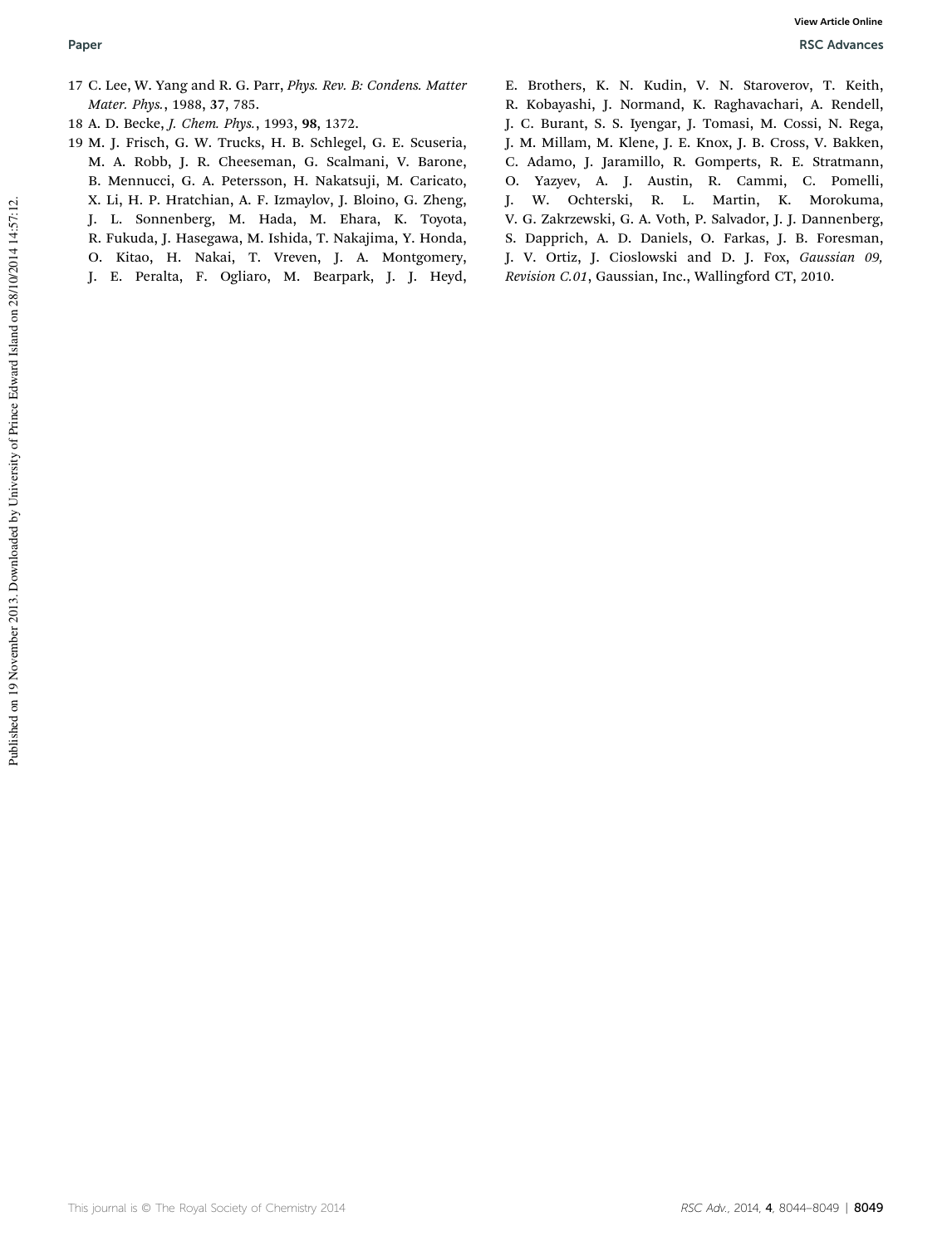17 C. Lee, W. Yang and R. G. Parr, *Phys. Rev. B: Condens. Matter Mater. Phys.*, 1988, **37**, 785.

18 A. D. Becke, *J. Chem. Phys.*, 1993, **98**, 1372.

19 M. J. Frisch, G. W. Trucks, H. B. Schlegel, G. E. Scuseria, M. A. Robb, J. R. Cheeseman, G. Scalmani, V. Barone, B. Mennucci, G. A. Petersson, H. Nakatsuji, M. Caricato, X. Li, H. P. Hratchian, A. F. Izmaylov, J. Bloino, G. Zheng, J. L. Sonnenberg, M. Hada, M. Ehara, K. Toyota, R. Fukuda, J. Hasegawa, M. Ishida, T. Nakajima, Y. Honda, O. Kitao, H. Nakai, T. Vreven, J. A. Montgomery, J. E. Peralta, F. Ogliaro, M. Bearpark, J. J. Heyd, E. Brothers, K. N. Kudin, V. N. Staroverov, T. Keith, R. Kobayashi, J. Normand, K. Raghavachari, A. Rendell, J. C. Burant, S. S. Iyengar, J. Tomasi, M. Cossi, N. Rega, J. M. Millam, M. Klene, J. E. Knox, J. B. Cross, V. Bakken, C. Adamo, J. Jaramillo, R. Gomperts, R. E. Stratmann, O. Yazyev, A. J. Austin, R. Cammi, C. Pomelli, J. W. Ochterski, R. L. Martin, K. Morokuma, V. G. Zakrzewski, G. A. Voth, P. Salvador, J. J. Dannenberg, S. Dapprich, A. D. Daniels, O. Farkas, J. B. Foresman, J. V. Ortiz, J. Cioslowski and D. J. Fox, *Gaussian 09, Revision C.01*, Gaussian, Inc., Wallingford CT, 2010.